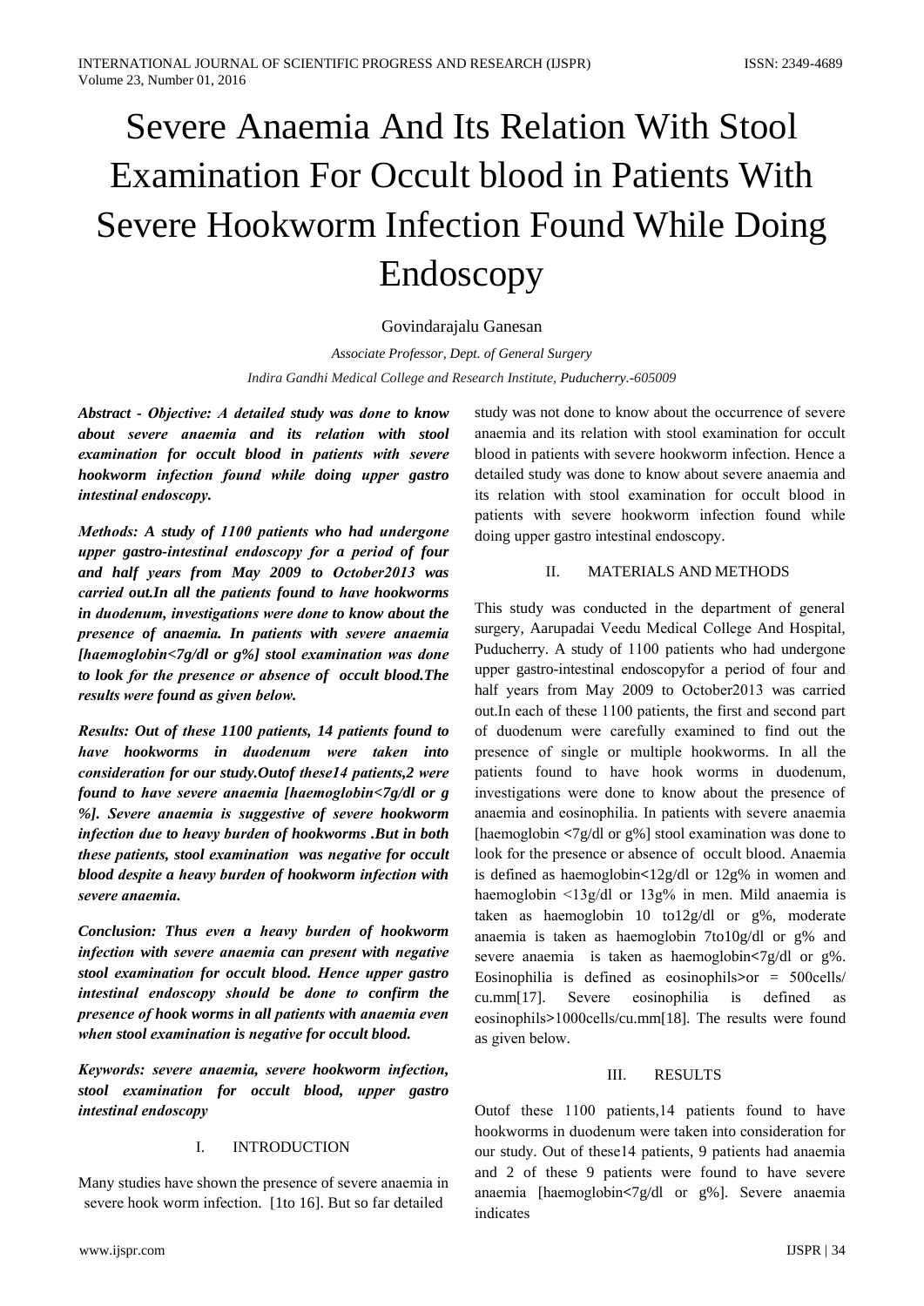# Severe Anaemia And Its Relation With Stool Examination For Occult blood in Patients With Severe Hookworm Infection Found While Doing Endoscopy

Govindarajalu Ganesan

*Associate Professor, Dept. of General Surgery*

*Indira Gandhi Medical College and Research Institute, Puducherry.-605009*

***Abstract - Objective: A detailed study was done to know about severe anaemia and its relation with stool examination for occult blood in patients with severe hookworm infection found while doing upper gastro intestinal endoscopy.***

***Methods: A study of 1100 patients who had undergone upper gastro-intestinal endoscopy for a period of four and half years from May 2009 to October2013 was carried out.In all the patients found to have hookworms in duodenum, investigations were done to know about the presence of anaemia. In patients with severe anaemia [haemoglobin<7g/dl or g%] stool examination was done to look for the presence or absence of occult blood.The results were found as given below.***

***Results: Out of these 1100 patients, 14 patients found to have hookworms in duodenum were taken into consideration for our study.Outof these14 patients,2 were found to have severe anaemia [haemoglobin<7g/dl or g %]. Severe anaemia is suggestive of severe hookworm infection due to heavy burden of hookworms .But in both these patients, stool examination was negative for occult blood despite a heavy burden of hookworm infection with severe anaemia.***

***Conclusion: Thus even a heavy burden of hookworm infection with severe anaemia can present with negative stool examination for occult blood. Hence upper gastro intestinal endoscopy should be done to confirm the presence of hook worms in all patients with anaemia even when stool examination is negative for occult blood.***

***Keywords: severe anaemia, severe hookworm infection, stool examination for occult blood, upper gastro intestinal endoscopy***

## I. INTRODUCTION

Many studies have shown the presence of severe anaemia in severe hook worm infection. [1to 16]. But so far detailed study was not done to know about the occurrence of severe anaemia and its relation with stool examination for occult blood in patients with severe hookworm infection. Hence a detailed study was done to know about severe anaemia and its relation with stool examination for occult blood in patients with severe hookworm infection found while doing upper gastro intestinal endoscopy.

## II. MATERIALS AND METHODS

This study was conducted in the department of general surgery, Aarupadai Veedu Medical College And Hospital, Puducherry. A study of 1100 patients who had undergone upper gastro-intestinal endoscopyfor a period of four and half years from May 2009 to October2013 was carried out.In each of these 1100 patients, the first and second part of duodenum were carefully examined to find out the presence of single or multiple hookworms. In all the patients found to have hook worms in duodenum, investigations were done to know about the presence of anaemia and eosinophilia. In patients with severe anaemia [haemoglobin <7g/dl or g%] stool examination was done to look for the presence or absence of occult blood. Anaemia is defined as haemoglobin<12g/dl or 12g% in women and haemoglobin <13g/dl or 13g% in men. Mild anaemia is taken as haemoglobin 10 to12g/dl or g%, moderate anaemia is taken as haemoglobin 7to10g/dl or g% and severe anaemia is taken as haemoglobin<7g/dl or g%. Eosinophilia is defined as eosinophils>or = 500cells/ cu.mm[17]. Severe eosinophilia is defined as eosinophils>1000cells/cu.mm[18]. The results were found as given below.

## III. RESULTS

Outof these 1100 patients,14 patients found to have hookworms in duodenum were taken into consideration for our study. Out of these14 patients, 9 patients had anaemia and 2 of these 9 patients were found to have severe anaemia [haemoglobin<7g/dl or g%]. Severe anaemia indicates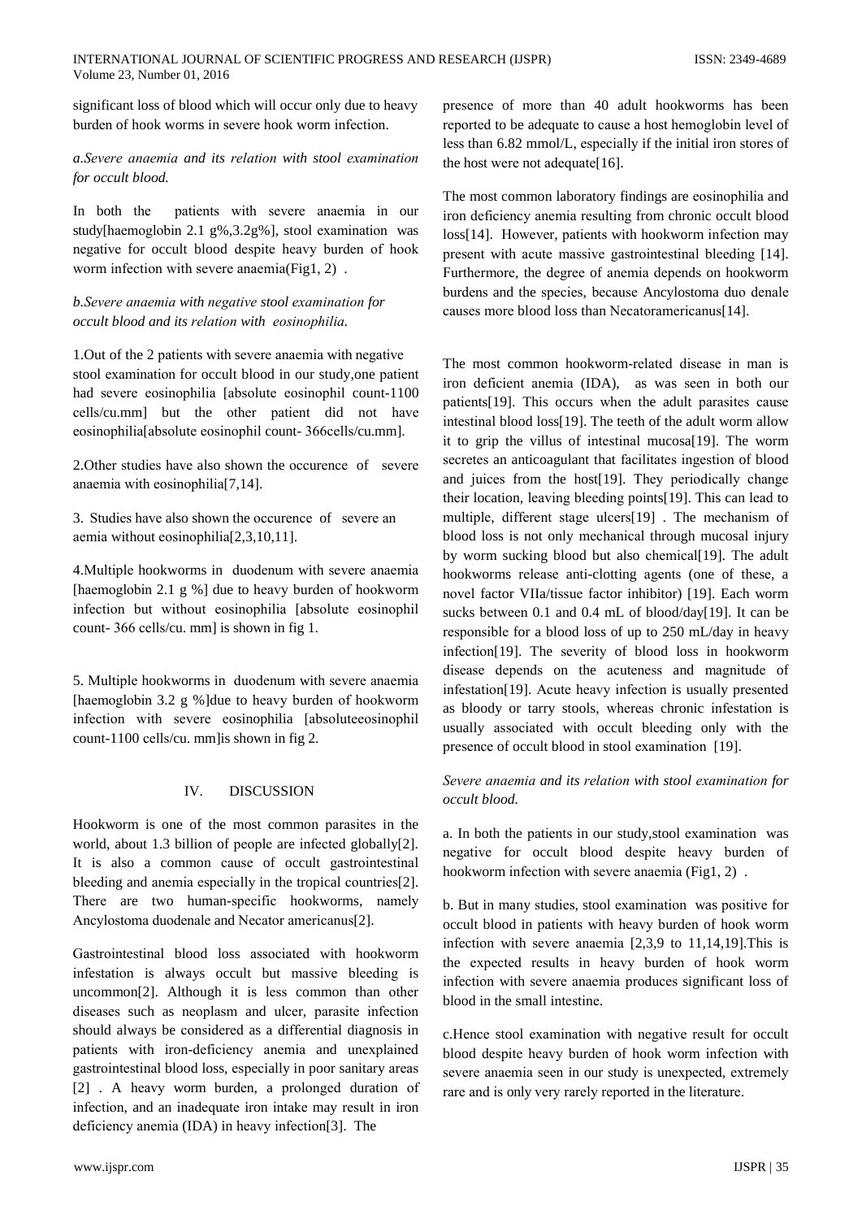significant loss of blood which will occur only due to heavy burden of hook worms in severe hook worm infection.

*a.Severe anaemia and its relation with stool examination for occult blood.*

In both the patients with severe anaemia in our study[haemoglobin 2.1 g%,3.2g%], stool examination was negative for occult blood despite heavy burden of hook worm infection with severe anaemia(Fig1, 2) .

*b.Severe anaemia with negative stool examination for occult blood and its relation with eosinophilia.*

1.Out of the 2 patients with severe anaemia with negative stool examination for occult blood in our study,one patient had severe eosinophilia [absolute eosinophil count-1100 cells/cu.mm] but the other patient did not have eosinophilia[absolute eosinophil count- 366cells/cu.mm].

2.Other studies have also shown the occurence of severe anaemia with eosinophilia[7,14].

3. Studies have also shown the occurence of severe an aemia without eosinophilia[2,3,10,11].

4.Multiple hookworms in duodenum with severe anaemia [haemoglobin 2.1 g %] due to heavy burden of hookworm infection but without eosinophilia [absolute eosinophil count- 366 cells/cu. mm] is shown in fig 1.

5. Multiple hookworms in duodenum with severe anaemia [haemoglobin 3.2 g %]due to heavy burden of hookworm infection with severe eosinophilia [absoluteeosinophil count-1100 cells/cu. mm]is shown in fig 2.

## IV. DISCUSSION

Hookworm is one of the most common parasites in the world, about 1.3 billion of people are infected globally[2]. It is also a common cause of occult gastrointestinal bleeding and anemia especially in the tropical countries[2]. There are two human-specific hookworms, namely Ancylostoma duodenale and Necator americanus[2].

Gastrointestinal blood loss associated with hookworm infestation is always occult but massive bleeding is uncommon[2]. Although it is less common than other diseases such as neoplasm and ulcer, parasite infection should always be considered as a differential diagnosis in patients with iron-deficiency anemia and unexplained gastrointestinal blood loss, especially in poor sanitary areas [2] . A heavy worm burden, a prolonged duration of infection, and an inadequate iron intake may result in iron deficiency anemia (IDA) in heavy infection[3]. The presence of more than 40 adult hookworms has been reported to be adequate to cause a host hemoglobin level of less than 6.82 mmol/L, especially if the initial iron stores of the host were not adequate[16].

The most common laboratory findings are eosinophilia and iron deficiency anemia resulting from chronic occult blood loss[14]. However, patients with hookworm infection may present with acute massive gastrointestinal bleeding [14]. Furthermore, the degree of anemia depends on hookworm burdens and the species, because Ancylostoma duo denale causes more blood loss than Necatoramericanus[14].

The most common hookworm-related disease in man is iron deficient anemia (IDA), as was seen in both our patients[19]. This occurs when the adult parasites cause intestinal blood loss[19]. The teeth of the adult worm allow it to grip the villus of intestinal mucosa[19]. The worm secretes an anticoagulant that facilitates ingestion of blood and juices from the host[19]. They periodically change their location, leaving bleeding points[19]. This can lead to multiple, different stage ulcers[19] . The mechanism of blood loss is not only mechanical through mucosal injury by worm sucking blood but also chemical[19]. The adult hookworms release anti-clotting agents (one of these, a novel factor VIIa/tissue factor inhibitor) [19]. Each worm sucks between 0.1 and 0.4 mL of blood/day[19]. It can be responsible for a blood loss of up to 250 mL/day in heavy infection[19]. The severity of blood loss in hookworm disease depends on the acuteness and magnitude of infestation[19]. Acute heavy infection is usually presented as bloody or tarry stools, whereas chronic infestation is usually associated with occult bleeding only with the presence of occult blood in stool examination [19].

*Severe anaemia and its relation with stool examination for occult blood.*

a. In both the patients in our study,stool examination was negative for occult blood despite heavy burden of hookworm infection with severe anaemia (Fig1, 2) .

b. But in many studies, stool examination was positive for occult blood in patients with heavy burden of hook worm infection with severe anaemia [2,3,9 to 11,14,19].This is the expected results in heavy burden of hook worm infection with severe anaemia produces significant loss of blood in the small intestine.

c.Hence stool examination with negative result for occult blood despite heavy burden of hook worm infection with severe anaemia seen in our study is unexpected, extremely rare and is only very rarely reported in the literature.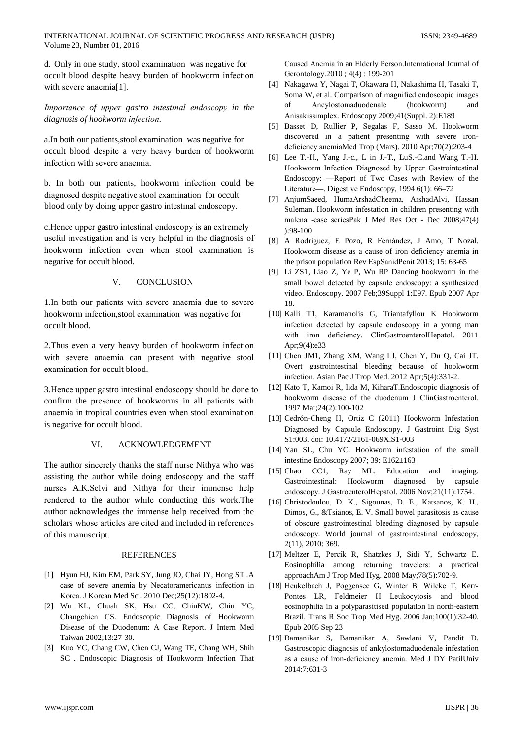d. Only in one study, stool examination was negative for occult blood despite heavy burden of hookworm infection with severe anaemia[1].

*Importance of upper gastro intestinal endoscopy in the diagnosis of hookworm infection.*

a.In both our patients,stool examination was negative for occult blood despite a very heavy burden of hookworm infection with severe anaemia.

b. In both our patients, hookworm infection could be diagnosed despite negative stool examination for occult blood only by doing upper gastro intestinal endoscopy.

c.Hence upper gastro intestinal endoscopy is an extremely useful investigation and is very helpful in the diagnosis of hookworm infection even when stool examination is negative for occult blood.

## V. CONCLUSION

1.In both our patients with severe anaemia due to severe hookworm infection,stool examination was negative for occult blood.

2.Thus even a very heavy burden of hookworm infection with severe anaemia can present with negative stool examination for occult blood.

3.Hence upper gastro intestinal endoscopy should be done to confirm the presence of hookworms in all patients with anaemia in tropical countries even when stool examination is negative for occult blood.

## VI. ACKNOWLEDGEMENT

The author sincerely thanks the staff nurse Nithya who was assisting the author while doing endoscopy and the staff nurses A.K.Selvi and Nithya for their immense help rendered to the author while conducting this work.The author acknowledges the immense help received from the scholars whose articles are cited and included in references of this manuscript.

## REFERENCES

[1] Hyun HJ, Kim EM, Park SY, Jung JO, Chai JY, Hong ST .A case of severe anemia by Necatoramericanus infection in Korea. J Korean Med Sci. 2010 Dec;25(12):1802-4.

[2] Wu KL, Chuah SK, Hsu CC, ChiuKW, Chiu YC, Changchien CS. Endoscopic Diagnosis of Hookworm Disease of the Duodenum: A Case Report. J Intern Med Taiwan 2002;13:27-30.

[3] Kuo YC, Chang CW, Chen CJ, Wang TE, Chang WH, Shih SC . Endoscopic Diagnosis of Hookworm Infection That Caused Anemia in an Elderly Person.International Journal of Gerontology.2010 ; 4(4) : 199-201

[4] Nakagawa Y, Nagai T, Okawara H, Nakashima H, Tasaki T, Soma W, et al. Comparison of magnified endoscopic images of Ancylostomaduodenale (hookworm) and Anisakissimplex. Endoscopy 2009;41(Suppl. 2):E189

[5] Basset D, Rullier P, Segalas F, Sasso M. Hookworm discovered in a patient presenting with severe iron-deficiency anemiaMed Trop (Mars). 2010 Apr;70(2):203-4

[6] Lee T.-H., Yang J.-c., L in J.-T., LuS.-C.and Wang T.-H. Hookworm Infection Diagnosed by Upper Gastrointestinal Endoscopy: —Report of Two Cases with Review of the Literature—. Digestive Endoscopy, 1994 6(1): 66–72

[7] AnjumSaeed, HumaArshadCheema, ArshadAlvi, Hassan Suleman. Hookworm infestation in children presenting with malena -case seriesPak J Med Res Oct - Dec 2008;47(4) ):98-100

[8] A Rodríguez, E Pozo, R Fernández, J Amo, T Nozal. Hookworm disease as a cause of iron deficiency anemia in the prison population Rev EspSanidPenit 2013; 15: 63-65

[9] Li ZS1, Liao Z, Ye P, Wu RP Dancing hookworm in the small bowel detected by capsule endoscopy: a synthesized video. Endoscopy. 2007 Feb;39Suppl 1:E97. Epub 2007 Apr 18.

[10] Kalli T1, Karamanolis G, Triantafyllou K Hookworm infection detected by capsule endoscopy in a young man with iron deficiency. ClinGastroenterolHepatol. 2011 Apr;9(4):e33

[11] Chen JM1, Zhang XM, Wang LJ, Chen Y, Du Q, Cai JT. Overt gastrointestinal bleeding because of hookworm infection. Asian Pac J Trop Med. 2012 Apr;5(4):331-2.

[12] Kato T, Kamoi R, Iida M, KiharaT.Endoscopic diagnosis of hookworm disease of the duodenum J ClinGastroenterol. 1997 Mar;24(2):100-102

[13] Cedrón-Cheng H, Ortiz C (2011) Hookworm Infestation Diagnosed by Capsule Endoscopy. J Gastroint Dig Syst S1:003. doi: 10.4172/2161-069X.S1-003

[14] Yan SL, Chu YC. Hookworm infestation of the small intestine Endoscopy 2007; 39: E162±163

[15] Chao CC1, Ray ML. Education and imaging. Gastrointestinal: Hookworm diagnosed by capsule endoscopy. J GastroenterolHepatol. 2006 Nov;21(11):1754.

[16] Christodoulou, D. K., Sigounas, D. E., Katsanos, K. H., Dimos, G., &Tsianos, E. V. Small bowel parasitosis as cause of obscure gastrointestinal bleeding diagnosed by capsule endoscopy. World journal of gastrointestinal endoscopy, 2(11), 2010: 369.

[17] Meltzer E, Percik R, Shatzkes J, Sidi Y, Schwartz E. Eosinophilia among returning travelers: a practical approachAm J Trop Med Hyg. 2008 May;78(5):702-9.

[18] Heukelbach J, Poggensee G, Winter B, Wilcke T, Kerr-Pontes LR, Feldmeier H Leukocytosis and blood eosinophilia in a polyparasitised population in north-eastern Brazil. Trans R Soc Trop Med Hyg. 2006 Jan;100(1):32-40. Epub 2005 Sep 23

[19] Bamanikar S, Bamanikar A, Sawlani V, Pandit D. Gastroscopic diagnosis of ankylostomaduodenale infestation as a cause of iron-deficiency anemia. Med J DY PatilUniv 2014;7:631-3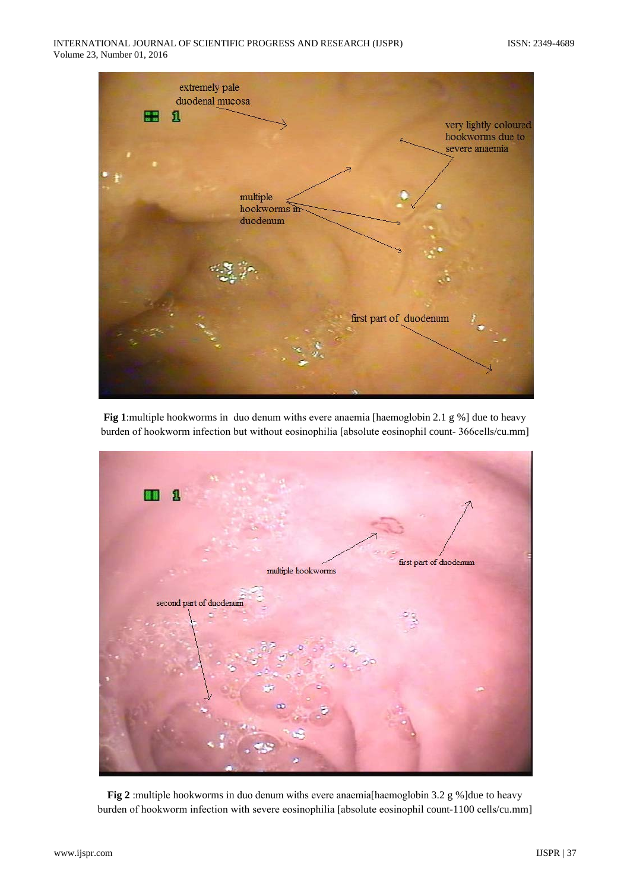**Fig 1**:multiple hookworms in duo denum withs evere anaemia [haemoglobin 2.1 g %] due to heavy burden of hookworm infection but without eosinophilia [absolute eosinophil count- 366cells/cu.mm]

**Fig 2** :multiple hookworms in duo denum withs evere anaemia[haemoglobin 3.2 g %]due to heavy burden of hookworm infection with severe eosinophilia [absolute eosinophil count-1100 cells/cu.mm]